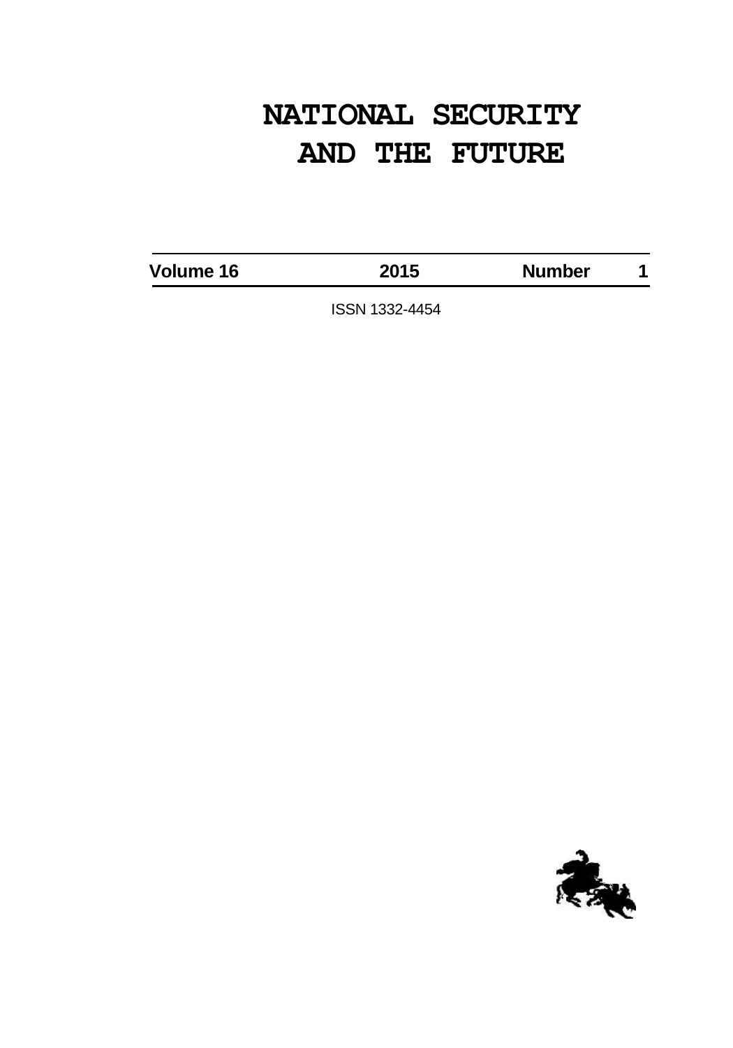# NATIONAL SECURITY AND THE FUTURE

| Volume 16 | 2015 | Number 1 |
|---|---|---|

ISSN 1332-4454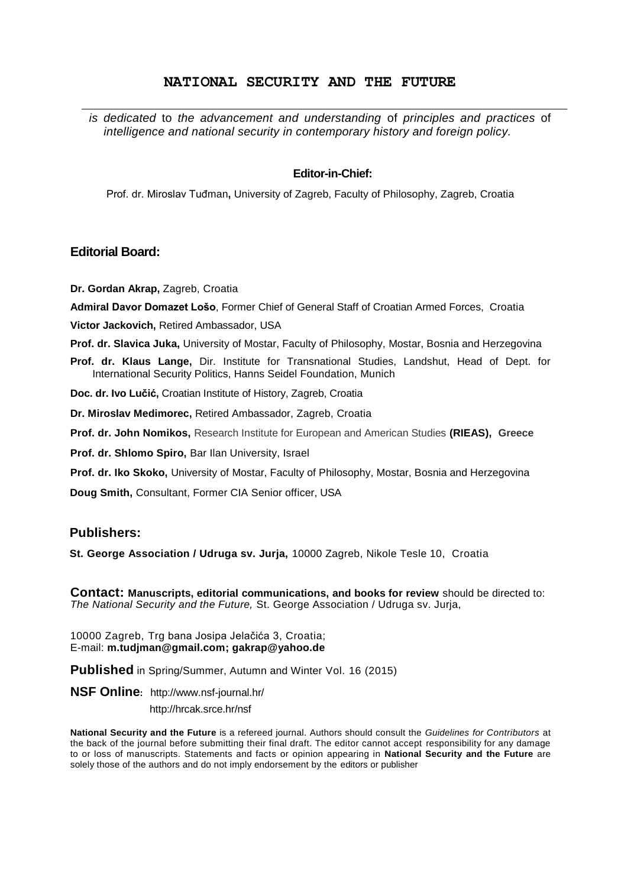# NATIONAL SECURITY AND THE FUTURE

*is dedicated* to *the advancement and understanding* of *principles and practices* of *intelligence and national security in contemporary history and foreign policy.*

**Editor-in-Chief:**

Prof. dr. Miroslav Tuđman**,** University of Zagreb, Faculty of Philosophy, Zagreb, Croatia

## Editorial Board:

**Dr. Gordan Akrap,** Zagreb, Croatia

**Admiral Davor Domazet Lošo**, Former Chief of General Staff of Croatian Armed Forces, Croatia

**Victor Jackovich,** Retired Ambassador, USA

**Prof. dr. Slavica Juka,** University of Mostar, Faculty of Philosophy, Mostar, Bosnia and Herzegovina

**Prof. dr. Klaus Lange,** Dir. Institute for Transnational Studies, Landshut, Head of Dept. for International Security Politics, Hanns Seidel Foundation, Munich

**Doc. dr. Ivo Lučić,** Croatian Institute of History, Zagreb, Croatia

**Dr. Miroslav Medimorec,** Retired Ambassador, Zagreb, Croatia

**Prof. dr. John Nomikos,** Research Institute for European and American Studies **(RIEAS), Greece**

**Prof. dr. Shlomo Spiro,** Bar Ilan University, Israel

**Prof. dr. Iko Skoko,** University of Mostar, Faculty of Philosophy, Mostar, Bosnia and Herzegovina

**Doug Smith,** Consultant, Former CIA Senior officer, USA

## Publishers:

**St. George Association / Udruga sv. Jurja,** 10000 Zagreb, Nikole Tesle 10, Croatia

**Contact: Manuscripts, editorial communications, and books for review** should be directed to: *The National Security and the Future,* St. George Association / Udruga sv. Jurja,

10000 Zagreb, Trg bana Josipa Jelačića 3, Croatia;
E-mail: **m.tudjman@gmail.com; gakrap@yahoo.de**

**Published** in Spring/Summer, Autumn and Winter Vol. 16 (2015)

**NSF Online**: http://www.nsf-journal.hr/
http://hrcak.srce.hr/nsf

**National Security and the Future** is a refereed journal. Authors should consult the *Guidelines for Contributors* at the back of the journal before submitting their final draft. The editor cannot accept responsibility for any damage to or loss of manuscripts. Statements and facts or opinion appearing in **National Security and the Future** are solely those of the authors and do not imply endorsement by the editors or publisher